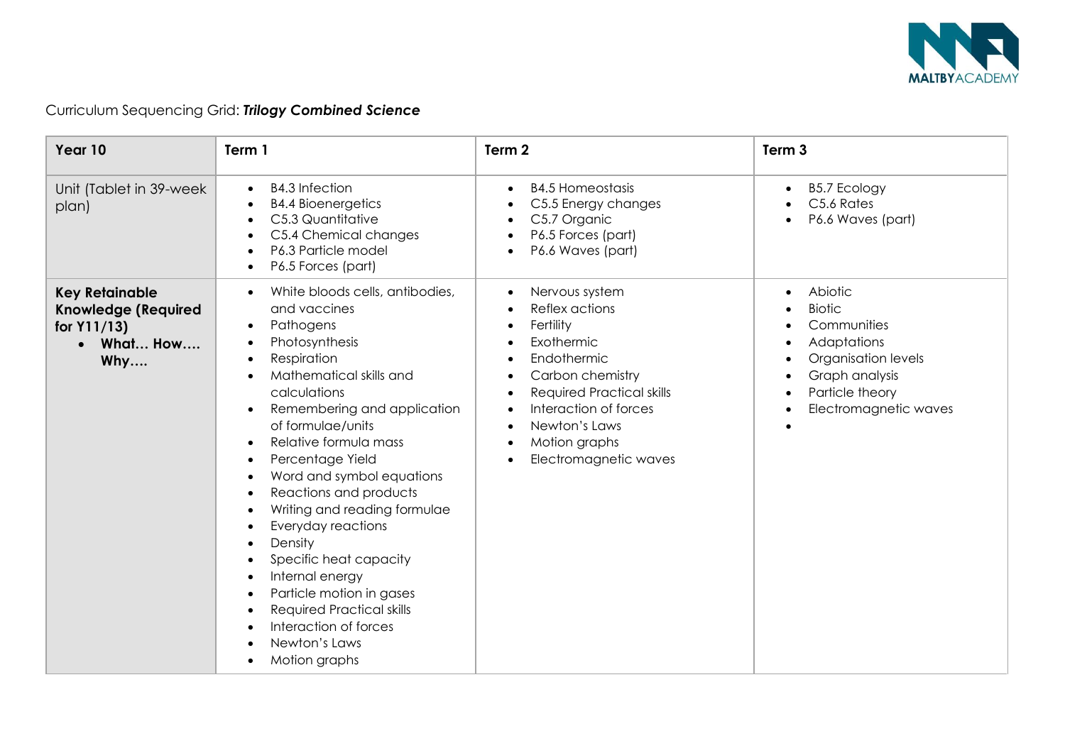Curriculum Sequencing Grid: ***Trilogy Combined Science***

| **Year 10** | **Term 1** | **Term 2** | **Term 3** |
|---|---|---|---|
| Unit (Tablet in 39-week plan) | • B4.3 Infection<br>• B4.4 Bioenergetics<br>• C5.3 Quantitative<br>• C5.4 Chemical changes<br>• P6.3 Particle model<br>• P6.5 Forces (part) | • B4.5 Homeostasis<br>• C5.5 Energy changes<br>• C5.7 Organic<br>• P6.5 Forces (part)<br>• P6.6 Waves (part) | • B5.7 Ecology<br>• C5.6 Rates<br>• P6.6 Waves (part) |
| **Key Retainable Knowledge (Required for Y11/13)**<br>• **What… How…. Why….** | • White bloods cells, antibodies, and vaccines<br>• Pathogens<br>• Photosynthesis<br>• Respiration<br>• Mathematical skills and calculations<br>• Remembering and application of formulae/units<br>• Relative formula mass<br>• Percentage Yield<br>• Word and symbol equations<br>• Reactions and products<br>• Writing and reading formulae<br>• Everyday reactions<br>• Density<br>• Specific heat capacity<br>• Internal energy<br>• Particle motion in gases<br>• Required Practical skills<br>• Interaction of forces<br>• Newton's Laws<br>• Motion graphs | • Nervous system<br>• Reflex actions<br>• Fertility<br>• Exothermic<br>• Endothermic<br>• Carbon chemistry<br>• Required Practical skills<br>• Interaction of forces<br>• Newton's Laws<br>• Motion graphs<br>• Electromagnetic waves | • Abiotic<br>• Biotic<br>• Communities<br>• Adaptations<br>• Organisation levels<br>• Graph analysis<br>• Particle theory<br>• Electromagnetic waves<br>• |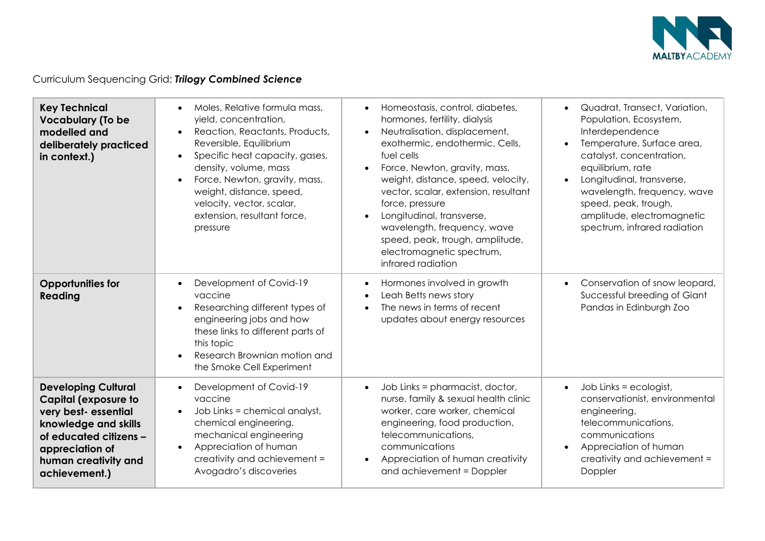Curriculum Sequencing Grid: ***Trilogy Combined Science***

| **Key Technical Vocabulary (To be modelled and deliberately practiced in context.)** | • Moles, Relative formula mass, yield, concentration, <br>• Reaction, Reactants, Products, Reversible, Equilibrium <br>• Specific heat capacity, gases, density, volume, mass <br>• Force, Newton, gravity, mass, weight, distance, speed, velocity, vector, scalar, extension, resultant force, pressure | • Homeostasis, control, diabetes, hormones, fertility, dialysis <br>• Neutralisation, displacement, exothermic, endothermic, Cells, fuel cells <br>• Force, Newton, gravity, mass, weight, distance, speed, velocity, vector, scalar, extension, resultant force, pressure <br>• Longitudinal, transverse, wavelength, frequency, wave speed, peak, trough, amplitude, electromagnetic spectrum, infrared radiation | • Quadrat, Transect, Variation, Population, Ecosystem, Interdependence <br>• Temperature, Surface area, catalyst, concentration, equilibrium, rate <br>• Longitudinal, transverse, wavelength, frequency, wave speed, peak, trough, amplitude, electromagnetic spectrum, infrared radiation |
|---|---|---|---|
| **Opportunities for Reading** | • Development of Covid-19 vaccine <br>• Researching different types of engineering jobs and how these links to different parts of this topic <br>• Research Brownian motion and the Smoke Cell Experiment | • Hormones involved in growth <br>• Leah Betts news story <br>• The news in terms of recent updates about energy resources | • Conservation of snow leopard, Successful breeding of Giant Pandas in Edinburgh Zoo |
| **Developing Cultural Capital (exposure to very best- essential knowledge and skills of educated citizens – appreciation of human creativity and achievement.)** | • Development of Covid-19 vaccine <br>• Job Links = chemical analyst, chemical engineering, mechanical engineering <br>• Appreciation of human creativity and achievement = Avogadro's discoveries | • Job Links = pharmacist, doctor, nurse, family & sexual health clinic worker, care worker, chemical engineering, food production, telecommunications, communications <br>• Appreciation of human creativity and achievement = Doppler | • Job Links = ecologist, conservationist, environmental engineering, telecommunications, communications <br>• Appreciation of human creativity and achievement = Doppler |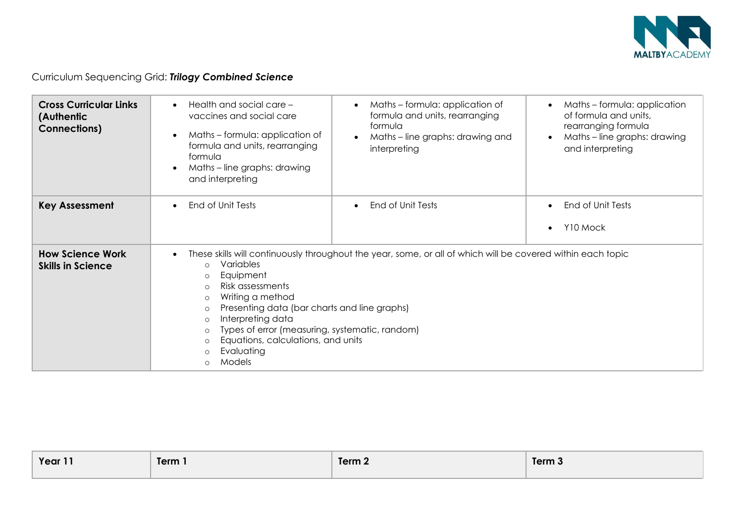Curriculum Sequencing Grid: ***Trilogy Combined Science***

| **Cross Curricular Links (Authentic Connections)** | • Health and social care – vaccines and social care<br>• Maths – formula: application of formula and units, rearranging formula<br>• Maths – line graphs: drawing and interpreting | • Maths – formula: application of formula and units, rearranging formula<br>• Maths – line graphs: drawing and interpreting | • Maths – formula: application of formula and units, rearranging formula<br>• Maths – line graphs: drawing and interpreting |
|---|---|---|---|
| **Key Assessment** | • End of Unit Tests | • End of Unit Tests | • End of Unit Tests<br>• Y10 Mock |
| **How Science Work Skills in Science** | • These skills will continuously throughout the year, some, or all of which will be covered within each topic<br>○ Variables<br>○ Equipment<br>○ Risk assessments<br>○ Writing a method<br>○ Presenting data (bar charts and line graphs)<br>○ Interpreting data<br>○ Types of error (measuring, systematic, random)<br>○ Equations, calculations, and units<br>○ Evaluating<br>○ Models | | |

| **Year 11** | **Term 1** | **Term 2** | **Term 3** |
|---|---|---|---|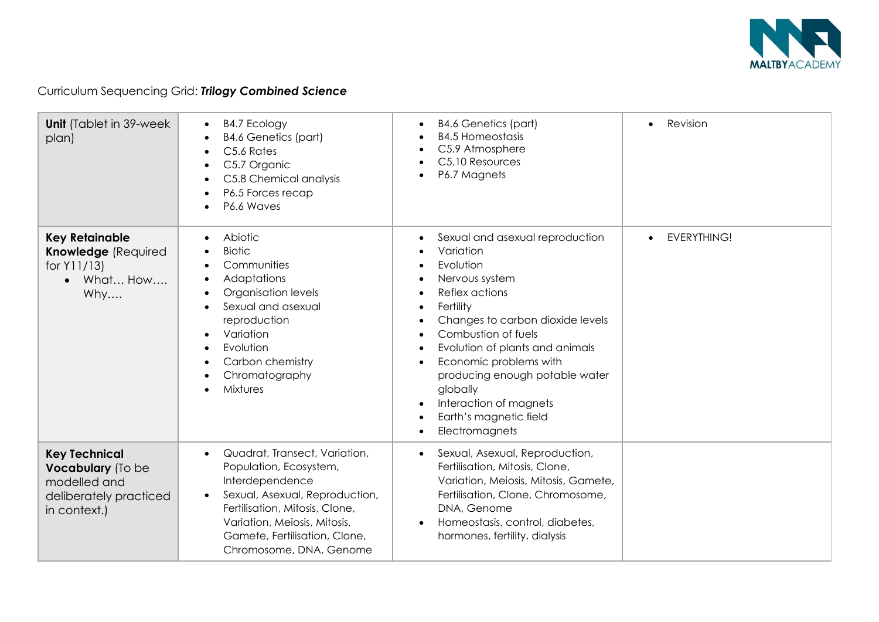Curriculum Sequencing Grid: ***Trilogy Combined Science***

| **Unit** (Tablet in 39-week plan) | <ul><li>B4.7 Ecology</li><li>B4.6 Genetics (part)</li><li>C5.6 Rates</li><li>C5.7 Organic</li><li>C5.8 Chemical analysis</li><li>P6.5 Forces recap</li><li>P6.6 Waves</li></ul> | <ul><li>B4.6 Genetics (part)</li><li>B4.5 Homeostasis</li><li>C5.9 Atmosphere</li><li>C5.10 Resources</li><li>P6.7 Magnets</li></ul> | <ul><li>Revision</li></ul> |
|---|---|---|---|
| **Key Retainable Knowledge** (Required for Y11/13) <ul><li>What… How…. Why….</li></ul> | <ul><li>Abiotic</li><li>Biotic</li><li>Communities</li><li>Adaptations</li><li>Organisation levels</li><li>Sexual and asexual reproduction</li><li>Variation</li><li>Evolution</li><li>Carbon chemistry</li><li>Chromatography</li><li>Mixtures</li></ul> | <ul><li>Sexual and asexual reproduction</li><li>Variation</li><li>Evolution</li><li>Nervous system</li><li>Reflex actions</li><li>Fertility</li><li>Changes to carbon dioxide levels</li><li>Combustion of fuels</li><li>Evolution of plants and animals</li><li>Economic problems with producing enough potable water globally</li><li>Interaction of magnets</li><li>Earth's magnetic field</li><li>Electromagnets</li></ul> | <ul><li>EVERYTHING!</li></ul> |
| **Key Technical Vocabulary** (To be modelled and deliberately practiced in context.) | <ul><li>Quadrat, Transect, Variation, Population, Ecosystem, Interdependence</li><li>Sexual, Asexual, Reproduction, Fertilisation, Mitosis, Clone, Variation, Meiosis, Mitosis, Gamete, Fertilisation, Clone, Chromosome, DNA, Genome</li></ul> | <ul><li>Sexual, Asexual, Reproduction, Fertilisation, Mitosis, Clone, Variation, Meiosis, Mitosis, Gamete, Fertilisation, Clone, Chromosome, DNA, Genome</li><li>Homeostasis, control, diabetes, hormones, fertility, dialysis</li></ul> | |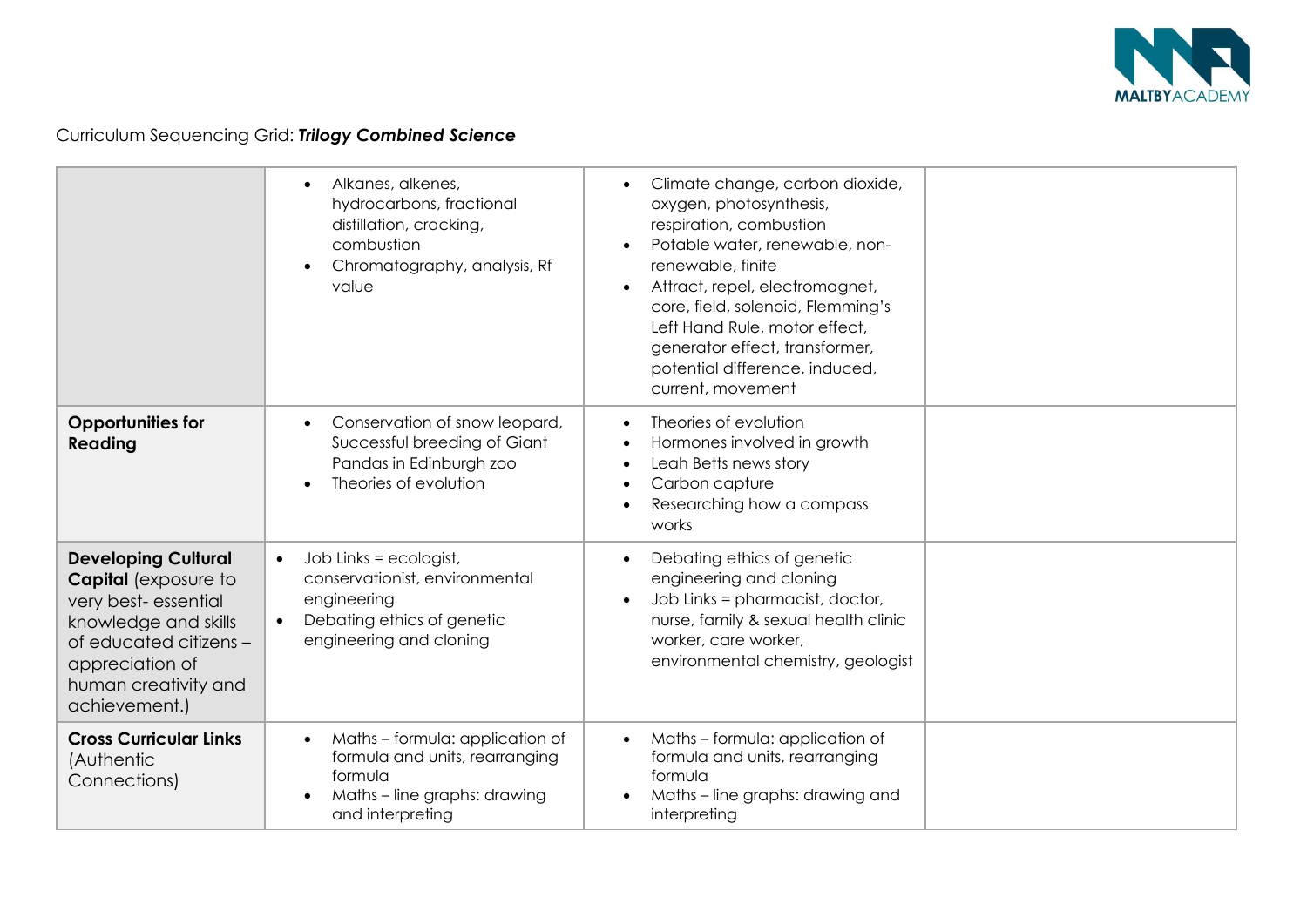Curriculum Sequencing Grid: ***Trilogy Combined Science***

| | | | |
|---|---|---|---|
| | • Alkanes, alkenes, hydrocarbons, fractional distillation, cracking, combustion<br>• Chromatography, analysis, Rf value | • Climate change, carbon dioxide, oxygen, photosynthesis, respiration, combustion<br>• Potable water, renewable, non-renewable, finite<br>• Attract, repel, electromagnet, core, field, solenoid, Flemming's Left Hand Rule, motor effect, generator effect, transformer, potential difference, induced, current, movement | |
| **Opportunities for Reading** | • Conservation of snow leopard, Successful breeding of Giant Pandas in Edinburgh zoo<br>• Theories of evolution | • Theories of evolution<br>• Hormones involved in growth<br>• Leah Betts news story<br>• Carbon capture<br>• Researching how a compass works | |
| **Developing Cultural Capital** (exposure to very best- essential knowledge and skills of educated citizens – appreciation of human creativity and achievement.) | • Job Links = ecologist, conservationist, environmental engineering<br>• Debating ethics of genetic engineering and cloning | • Debating ethics of genetic engineering and cloning<br>• Job Links = pharmacist, doctor, nurse, family & sexual health clinic worker, care worker, environmental chemistry, geologist | |
| **Cross Curricular Links** (Authentic Connections) | • Maths – formula: application of formula and units, rearranging formula<br>• Maths – line graphs: drawing and interpreting | • Maths – formula: application of formula and units, rearranging formula<br>• Maths – line graphs: drawing and interpreting | |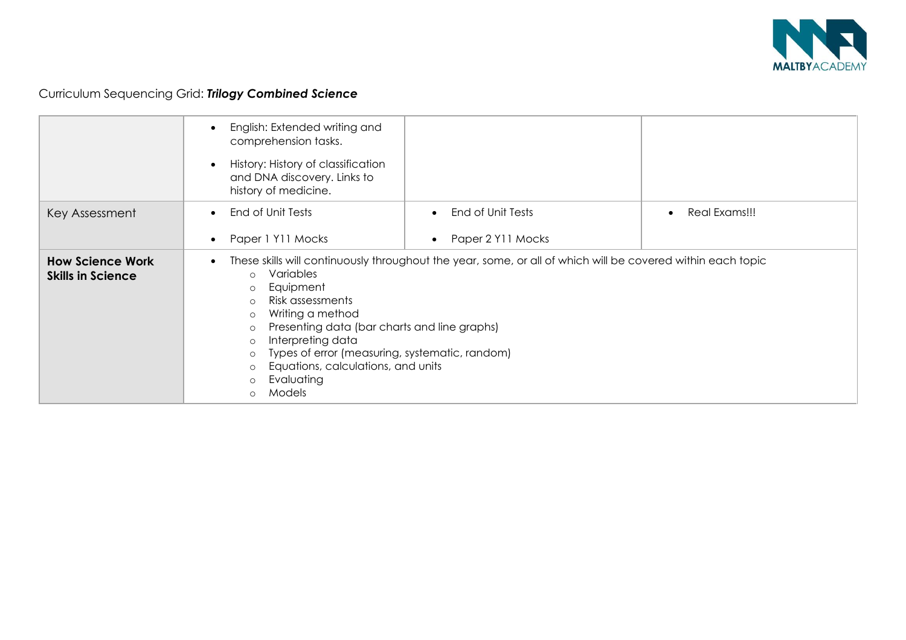Curriculum Sequencing Grid: ***Trilogy Combined Science***

| | | | |
|---|---|---|---|
| | • English: Extended writing and comprehension tasks.<br>• History: History of classification and DNA discovery. Links to history of medicine. | | |
| Key Assessment | • End of Unit Tests<br>• Paper 1 Y11 Mocks | • End of Unit Tests<br>• Paper 2 Y11 Mocks | • Real Exams!!! |
| **How Science Work Skills in Science** | • These skills will continuously throughout the year, some, or all of which will be covered within each topic<br>&nbsp;&nbsp;○ Variables<br>&nbsp;&nbsp;○ Equipment<br>&nbsp;&nbsp;○ Risk assessments<br>&nbsp;&nbsp;○ Writing a method<br>&nbsp;&nbsp;○ Presenting data (bar charts and line graphs)<br>&nbsp;&nbsp;○ Interpreting data<br>&nbsp;&nbsp;○ Types of error (measuring, systematic, random)<br>&nbsp;&nbsp;○ Equations, calculations, and units<br>&nbsp;&nbsp;○ Evaluating<br>&nbsp;&nbsp;○ Models | | |